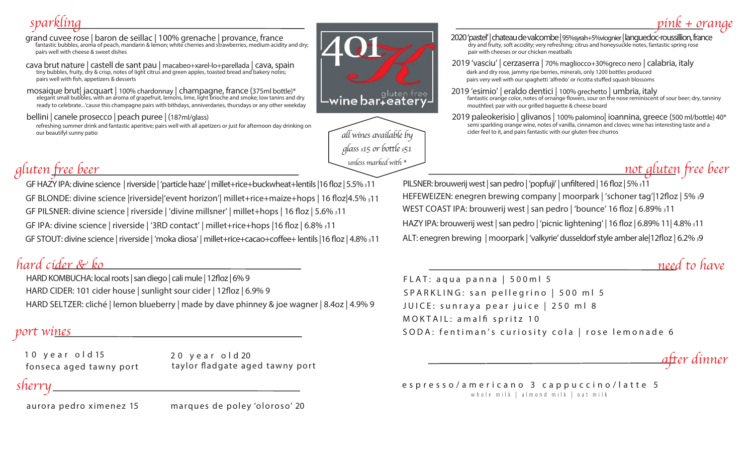# 401K wine bar + eatery

gluten free

*all wines available by glass $15 or bottle $51 unless marked with \**

## sparkling

grand cuvee rose | baron de seillac | 100% grenache | provance, france
fantastic bubbles, aroma of peach, mandarin & lemon; white cherries and strawberries, medium acidity and dry; pairs well with cheese & sweet dishes

cava brut nature | castell de sant pau | macabeo+xarel-lo+parellada | cava, spain
tiny bubbles, fruity, dry & crisp, notes of light citrus and green apples, toasted bread and bakery notes; pairs well with fish, appetizers & desserts

mosaique brut| jacquart | 100% chardonnay | champagne, france (375ml bottle)*
elegant small bubbles, with an aroma of grapefruit, lemons, lime, light brioche and smoke; low tanins and dry ready to celebrate...'cause this champagne pairs with bithdays, anniverdaries, thursdays or any other weekday

bellini | canele prosecco | peach puree | (187ml/glass)
refreshing summer drink and fantastic aperitive; pairs well with all apetizers or just for afternoon day drinking on our beautifyl sunny patio

## pink + orange

2020 'pastel' | chateau de valcombe | 95%syrah+5%viognier | languedoc-roussillion, france
dry and fruity, soft accidity; very refreshing; citrus and honeysuckle notes, fantastic spring rose pair with cheeses or our chicken meatballs

2019 'vasciu' | cerzaserra | 70% magliocco+30%greco nero | calabria, italy
dark and dry rose, jammy ripe berries, minerals, only 1200 bottles produced pairs very well with our spaghetti 'alfredo' or ricotta stuffed squash blossoms

2019 'esimio' | eraldo dentici | 100% grechetto | umbria, italy
fantastic orange color, notes of ornange flowers, sour on the nose reminiscent of sour beer; dry, tanniny mouthfeel; pair with our grilled baguette & cheese board

2019 paleokerisio | glivanos | 100% palomino| ioannina, greece (500 ml/bottle) 40*
semi sparkling orange wine, notes of vanilla, cinnamon and cloves; wine has interesting taste and a cider feel to it, and pairs fantastic with our gluten free churros

## gluten free beer

GF HAZY IPA: divine science | riverside | 'particle haze' | millet+rice+buckwheat+lentils |16 floz | 5.5% $11

GF BLONDE: divine science |riverside|'event horizon'| millet+rice+maize+hops | 16 floz|4.5% $11

GF PILSNER: divine science | riverside | 'divine millsner' | millet+hops | 16 floz | 5.6% $11

GF IPA: divine science | riverside | '3RD contact' | millet+rice+hops |16 floz | 6.8% $11

GF STOUT: divine science | riverside | 'moka diosa' | millet+rice+cacao+coffee+ lentils |16 floz | 4.8% $11

## not gluten free beer

PILSNER: brouwerij west | san pedro | 'popfuji' | unfiltered | 16 floz | 5% $11

HEFEWEIZEN: enegren brewing company | moorpark | 'schoner tag'|12floz | 5% $9

WEST COAST IPA: brouwerij west | san pedro | 'bounce' 16 floz | 6.89% $11

HAZY IPA: brouwerij west | san pedro | 'picnic lightening' | 16 floz | 6.89% 11| 4.8% $11

ALT: enegren brewing | moorpark | 'valkyrie' dusseldorf style amber ale|12floz | 6.2% $9

## hard cider & ko

HARD KOMBUCHA: local roots | san diego | cali mule | 12floz | 6% 9

HARD CIDER: 101 cider house | sunlight sour cider | 12floz | 6.9% 9

HARD SELTZER: cliché | lemon blueberry | made by dave phinney & joe wagner | 8.4oz | 4.9% 9

## need to have

FLAT: aqua panna | 500ml 5

SPARKLING: san pellegrino | 500 ml 5

JUICE: sunraya pear juice | 250 ml 8

MOKTAIL: amalfi spritz 10

SODA: fentiman's curiosity cola | rose lemonade 6

## port wines

10 year old 15
fonseca aged tawny port

20 year old 20
taylor fladgate aged tawny port

## sherry

aurora pedro ximenez 15

marques de poley 'oloroso' 20

## after dinner

espresso/americano 3 cappuccino/latte 5

whole milk | almond milk | oat milk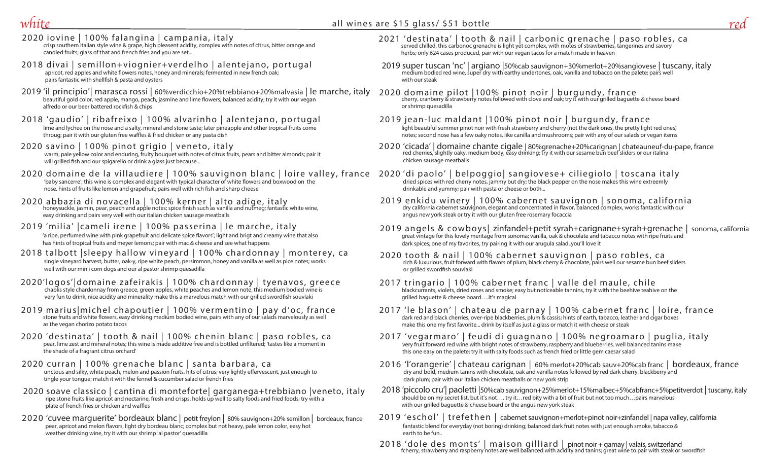# white

all wines are $15 glass/ $51 bottle

**2020 iovine | 100% falangina | campania, italy**
crisp southern italian style wine & grape, high pleasent acidity, complex with notes of citrus, bitter orange and candied fruits; glass of that and french fries and you are set....

**2018 divai | semillon+viognier+verdelho | alentejano, portugal**
apricot, red apples and white flowers notes, honey and minerals; fermented in new french oak; pairs fantastic with shellfish & pasta and oysters

**2019 'il principio'| marasca rossi | 60%verdicchio+20%trebbiano+20%malvasia | le marche, italy**
beautiful gold color, red apple, mango, peach, jasmine and lime flowers; balanced acidity; try it with our vegan alfredo or our beer battered rockfish & chips

**2018 'gaudio' | ribafreixo | 100% alvarinho | alentejano, portugal**
lime and lychee on the nose and a salty, mineral and stone taste; later pineapple and other tropical fruits come throug; pair it with our gluten free waffles & fried chicken or any pasta dish

**2020 savino | 100% pinot grigio | veneto, italy**
warm, pale yellow color and enduring, fruity bouquet with notes of citrus fruits, pears and bitter almonds; pair it will grilled fish and our spigarello or drink a glass just because...

**2020 domaine de la villaudiere | 100% sauvignon blanc | loire valley, france**
'baby sancerre'; this wine is complex and elegant with typical character of white flowers and boxwood on the nose. hints of fruits like lemon and grapefruit; pairs well with rich fish and sharp cheese

**2020 abbazia di novacella | 100% kerner | alto adige, italy**
honeysuckle, jasmin, pear, peach and apple notes; spice finish such as vanilla and nutmeg; fantastic white wine, easy drinking and pairs very well with our italian chicken sausage meatballs

**2019 'milia' |cameli irene | 100% passerina | le marche, italy**
'a ripe, perfumed wine with pink grapefruit and delicate spice flavors'; light and brigt and creamy wine that also has hints of tropical fruits and meyer lemons; pair with mac & cheese and see what happens

**2018 talbott |sleepy hallow vineyard | 100% chardonnay | monterey, ca**
single vineyard harvest, butter, oak-y, ripe white peach, persimmon, honey and vanilla as well as pice notes; works well with our min i corn dogs and our al pastor shrimp quesadilla

**2020'logos'|domaine zafeirakis | 100% chardonnay | tyenavos, greece**
chablis style chardonnay from greece, green apples, white peaches and lemon note, this medium bodied wine is very fun to drink, nice acidity and minerality make this a marvelous match with our grilled swordfish souvlaki

**2019 marius|michel chapoutier | 100% vermentino | pay d'oc, france**
stone fruits and white flowers, easy drinking medium bodied wine, pairs with any of our salads marvelously as well as the vegan chorizo potato tacos

**2020 'destinata' | tooth & nail | 100% chenin blanc | paso robles, ca**
pear, lime zest and mineral notes; this wine is made additive free and is bottled unfiltered; 'tastes like a moment in the shade of a fragrant citrus orchard'

**2020 curran | 100% grenache blanc | santa barbara, ca**
unctous and silky, white peach, melon and passion fruits, hits of citrus; very lightly effervescent, just enough to tingle your tongue; match it with the fennel & cucumber salad or french fries

**2020 soave classico | cantina di monteforte| garganega+trebbiano |veneto, italy**
ripe stone fruits like apricot and nectarine, fresh and crisps, holds up well to salty foods and fried foods; try with a plate of french fries or chicken and waffles

**2020 'cuvee marguerite' bordeaux blanc | petit freylon | 80% sauvignon+20% semillon | bordeaux, france**
pear, apricot and melon flavors, light dry bordeaux blanc; complex but not heavy, pale lemon color, easy hot weather drinking wine, try it with our shrimp 'al pastor' quesadilla

# red

**2021 'destinata' | tooth & nail | carbonic grenache | paso robles, ca**
served chilled, this carbonoc grenache is light yet complex, with motes of strawberries, tangerines and savory herbs; only 624 cases produced, pair with our vegan tacos for a match made in heaven

**2019 super tuscan 'nc' | argiano |50%cab sauvignon+30%merlot+20%sangiovese | tuscany, italy**
medium bodied red wine, super dry with earthy undertones, oak, vanilla and tobacco on the palete; pairs well with our steak

**2020 domaine pilot |100% pinot noir | burgundy, france**
cherry, cranberry & strawberry notes followed with clove and oak; try it with our grilled baguette & cheese board or shrimp quesadilla

**2019 jean-luc maldant |100% pinot noir | burgundy, france**
light beautiful summer pinot noir with fresh strawberry and cherry (not the dark ones, the pretty light red ones) notes; second nose has a few oaky notes, like canilla and mushrooms; pair with any of our salads or vegan items

**2020 'cicada' | domaine chante cigale | 80%grenache+20%carignan | chateauneuf-du-pape, france**
red cherries, slightly oaky, medium body, easy drinking; try it with our sesame bun beef sliders or our italina chicken sausage meatballs

**2020 'di paolo' | belpoggio| sangiovese+ ciliegiolo | toscana italy**
dried spices with red cherry notes, jammy but dry; the black pepper on the nose makes this wine extreemly drinkable and yummy; pair with pasta or cheese or both...

**2019 enkidu winery | 100% cabernet sauvignon | sonoma, california**
dry california cabernet sauvignon, elegant and concentrated in flavor, balanced complex, works fantastic with our angus new york steak or try it with our gluten free rosemary focaccia

**2019 angels & cowboys| zinfandel+petit syrah+carignane+syrah+grenache | sonoma, california**
great vintage for this lovely meritage from sonoma; vanilla, oak & chocolate and tabacco notes with ripe fruits and dark spices; one of my favorites, try pairing it with our arugula salad..you'll love it

**2020 tooth & nail | 100% cabernet sauvignon | paso robles, ca**
rich & luxurious, fruit forward with flavors of plum, black cherry & chocolate, pairs well our sesame bun beef sliders or grilled swordfish souvlaki

**2017 tringario | 100% cabernet franc | valle del maule, chile**
blackcurrants, violets, dried roses and smoke; easy but noticeable tannins, try it with the beehive teahive on the grilled baguette & cheese board....it's magical

**2017 'le blason' | chateau de parnay | 100% cabernet franc | loire, france**
dark red and black cherries, over-ripe blackberries, plum & cassis; hints of earth, tabacco, leather and cigar boxes make this one my first favorite... drink by itself as just a glass or match it with cheese or steak

**2017 'vegarmaro' | feudi di guagnano | 100% negroamaro | puglia, italy**
very fruit forward red wine with bright notes of strawberry, raspberry and blueberries. well balanced tanins make this one easy on the palete; try it with salty foods such as french fried or little gem caesar salad

**2016 'l'orangerie' | chateau carignan | 60% merlot+20%cab sauv+20%cab franc | bordeaux, france**
dry and bold, medium tanins with chocolate, oak and vanilla notes followed by red dark cherry, blackberry and dark plum; pair with our italian chicken meatballs or new york strip

**2018 'piccolo cru'| paoletti |50%cab sauvignon+25%merlot+15%malbec+5%cabfranc+5%petitverdot | tuscany, italy**
should be on my secret list, but it's not.... try it...red bity with a bit of fruit but not too much...pairs marvelous with our grilled baguette & cheese board or the angus new york steak

**2019 'eschol' | trefethen | cabernet sauvignon+merlot+pinot noir+zinfandel | napa valley, california**
fantastic blend for everyday (not boring) drinking; balanced dark fruit notes with just enough smoke, tabacco & earth to be fun..

**2018 'dole des monts' | maison gilliard | pinot noir + gamay | valais, switzerland**
fcherry, strawberry and raspberry notes are well balanced with acidity and tanins; great wine to pair with steak or swordfish